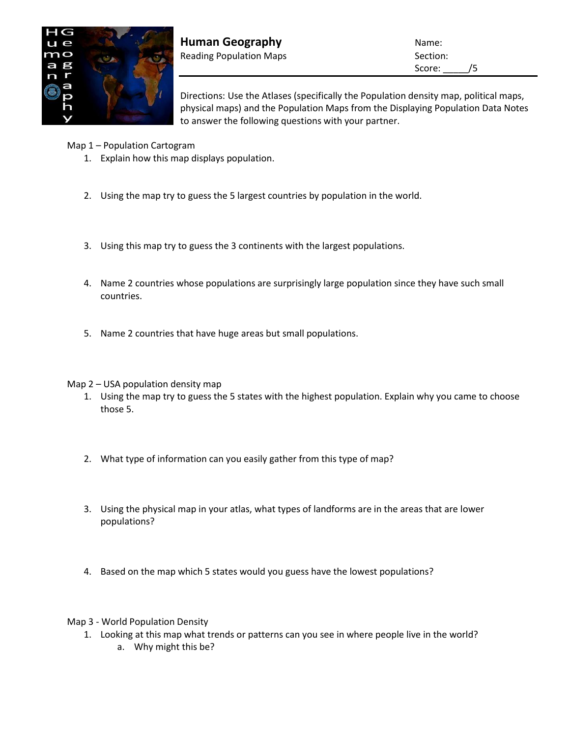# Human Geography

Reading Population Maps

Name:

Section:

Score: _____/5

Directions: Use the Atlases (specifically the Population density map, political maps, physical maps) and the Population Maps from the Displaying Population Data Notes to answer the following questions with your partner.

Map 1 – Population Cartogram

1. Explain how this map displays population.
2. Using the map try to guess the 5 largest countries by population in the world.
3. Using this map try to guess the 3 continents with the largest populations.
4. Name 2 countries whose populations are surprisingly large population since they have such small countries.
5. Name 2 countries that have huge areas but small populations.

Map 2 – USA population density map

1. Using the map try to guess the 5 states with the highest population. Explain why you came to choose those 5.
2. What type of information can you easily gather from this type of map?
3. Using the physical map in your atlas, what types of landforms are in the areas that are lower populations?
4. Based on the map which 5 states would you guess have the lowest populations?

Map 3 - World Population Density

1. Looking at this map what trends or patterns can you see in where people live in the world?
   a. Why might this be?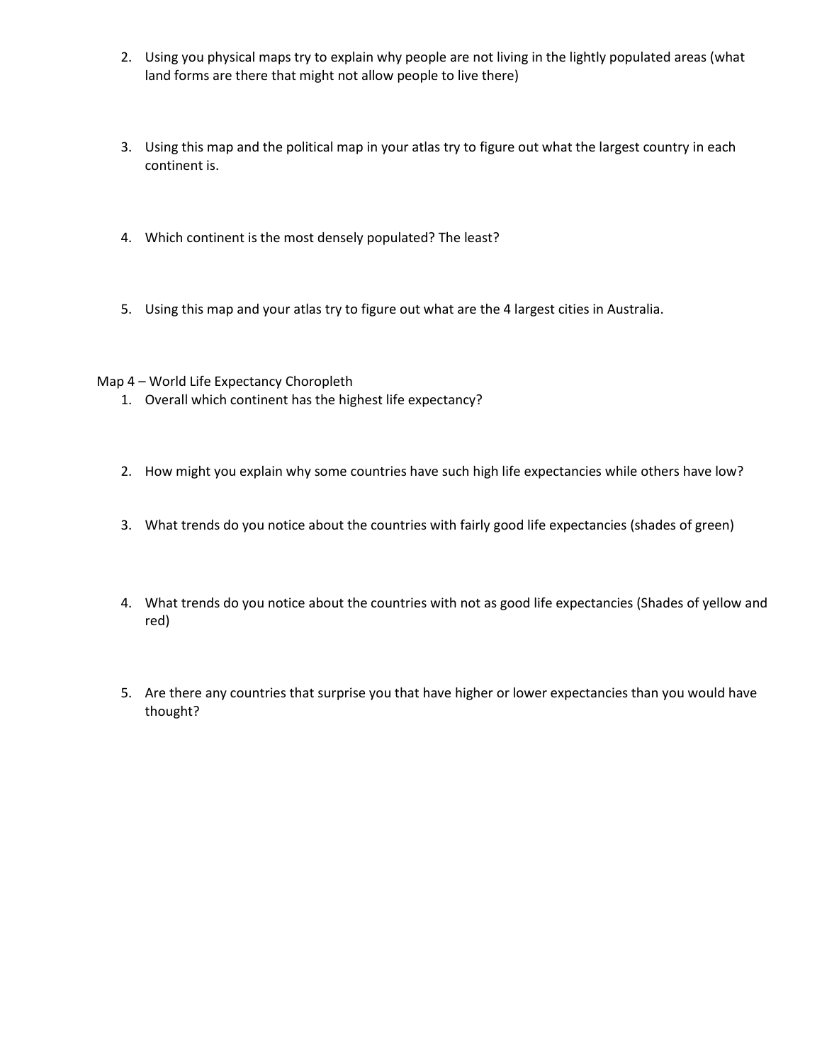2. Using you physical maps try to explain why people are not living in the lightly populated areas (what land forms are there that might not allow people to live there)

3. Using this map and the political map in your atlas try to figure out what the largest country in each continent is.

4. Which continent is the most densely populated? The least?

5. Using this map and your atlas try to figure out what are the 4 largest cities in Australia.

Map 4 – World Life Expectancy Choropleth

1. Overall which continent has the highest life expectancy?

2. How might you explain why some countries have such high life expectancies while others have low?

3. What trends do you notice about the countries with fairly good life expectancies (shades of green)

4. What trends do you notice about the countries with not as good life expectancies (Shades of yellow and red)

5. Are there any countries that surprise you that have higher or lower expectancies than you would have thought?